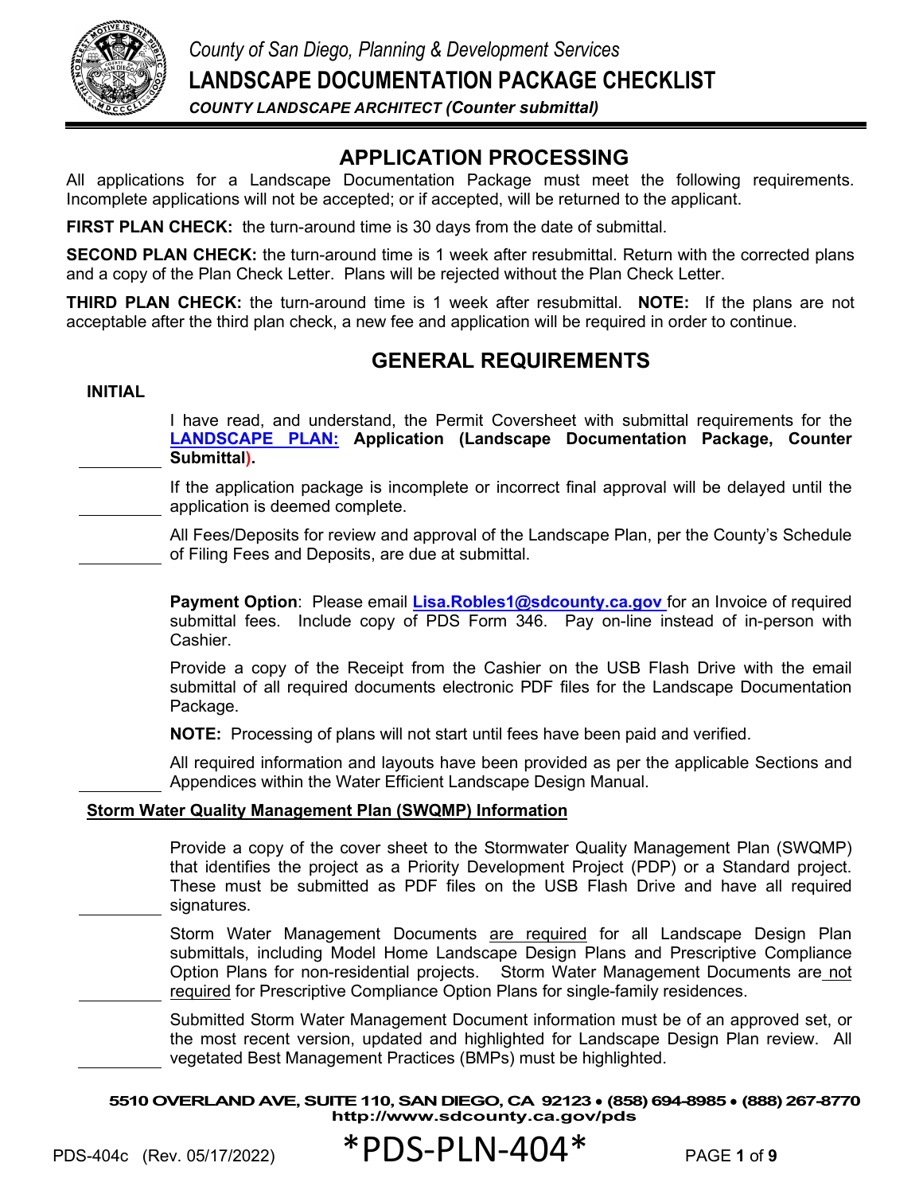*County of San Diego, Planning & Development Services*

# LANDSCAPE DOCUMENTATION PACKAGE CHECKLIST

***COUNTY LANDSCAPE ARCHITECT (Counter submittal)***

## APPLICATION PROCESSING

All applications for a Landscape Documentation Package must meet the following requirements. Incomplete applications will not be accepted; or if accepted, will be returned to the applicant.

**FIRST PLAN CHECK:** the turn-around time is 30 days from the date of submittal.

**SECOND PLAN CHECK:** the turn-around time is 1 week after resubmittal. Return with the corrected plans and a copy of the Plan Check Letter. Plans will be rejected without the Plan Check Letter.

**THIRD PLAN CHECK:** the turn-around time is 1 week after resubmittal. **NOTE:** If the plans are not acceptable after the third plan check, a new fee and application will be required in order to continue.

## GENERAL REQUIREMENTS

**INITIAL**

_________ I have read, and understand, the Permit Coversheet with submittal requirements for the **LANDSCAPE PLAN: Application (Landscape Documentation Package, Counter Submittal).**

_________ If the application package is incomplete or incorrect final approval will be delayed until the application is deemed complete.

_________ All Fees/Deposits for review and approval of the Landscape Plan, per the County's Schedule of Filing Fees and Deposits, are due at submittal.

**Payment Option**: Please email **Lisa.Robles1@sdcounty.ca.gov** for an Invoice of required submittal fees. Include copy of PDS Form 346. Pay on-line instead of in-person with Cashier.

Provide a copy of the Receipt from the Cashier on the USB Flash Drive with the email submittal of all required documents electronic PDF files for the Landscape Documentation Package.

**NOTE:** Processing of plans will not start until fees have been paid and verified.

_________ All required information and layouts have been provided as per the applicable Sections and Appendices within the Water Efficient Landscape Design Manual.

**Storm Water Quality Management Plan (SWQMP) Information**

_________ Provide a copy of the cover sheet to the Stormwater Quality Management Plan (SWQMP) that identifies the project as a Priority Development Project (PDP) or a Standard project. These must be submitted as PDF files on the USB Flash Drive and have all required signatures.

_________ Storm Water Management Documents are required for all Landscape Design Plan submittals, including Model Home Landscape Design Plans and Prescriptive Compliance Option Plans for non-residential projects. Storm Water Management Documents are not required for Prescriptive Compliance Option Plans for single-family residences.

_________ Submitted Storm Water Management Document information must be of an approved set, or the most recent version, updated and highlighted for Landscape Design Plan review. All vegetated Best Management Practices (BMPs) must be highlighted.

**5510 OVERLAND AVE, SUITE 110, SAN DIEGO, CA 92123 • (858) 694-8985 • (888) 267-8770**
**http://www.sdcounty.ca.gov/pds**

PDS-404c (Rev. 05/17/2022) *PDS-PLN-404*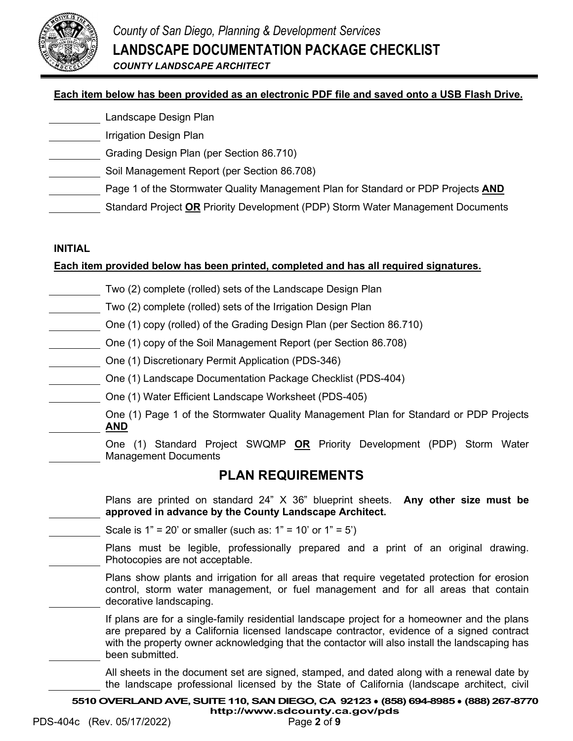**Each item below has been provided as an electronic PDF file and saved onto a USB Flash Drive.**

- \_\_\_\_\_\_\_\_\_ Landscape Design Plan
- \_\_\_\_\_\_\_\_\_ Irrigation Design Plan
- \_\_\_\_\_\_\_\_\_ Grading Design Plan (per Section 86.710)
- \_\_\_\_\_\_\_\_\_ Soil Management Report (per Section 86.708)
- \_\_\_\_\_\_\_\_\_ Page 1 of the Stormwater Quality Management Plan for Standard or PDP Projects **AND**
- \_\_\_\_\_\_\_\_\_ Standard Project **OR** Priority Development (PDP) Storm Water Management Documents

**INITIAL**

**Each item provided below has been printed, completed and has all required signatures.**

- \_\_\_\_\_\_\_\_\_ Two (2) complete (rolled) sets of the Landscape Design Plan
- \_\_\_\_\_\_\_\_\_ Two (2) complete (rolled) sets of the Irrigation Design Plan
- \_\_\_\_\_\_\_\_\_ One (1) copy (rolled) of the Grading Design Plan (per Section 86.710)
- \_\_\_\_\_\_\_\_\_ One (1) copy of the Soil Management Report (per Section 86.708)
- \_\_\_\_\_\_\_\_\_ One (1) Discretionary Permit Application (PDS-346)
- \_\_\_\_\_\_\_\_\_ One (1) Landscape Documentation Package Checklist (PDS-404)
- \_\_\_\_\_\_\_\_\_ One (1) Water Efficient Landscape Worksheet (PDS-405)
- \_\_\_\_\_\_\_\_\_ One (1) Page 1 of the Stormwater Quality Management Plan for Standard or PDP Projects **AND**
- \_\_\_\_\_\_\_\_\_ One (1) Standard Project SWQMP **OR** Priority Development (PDP) Storm Water Management Documents

## PLAN REQUIREMENTS

- \_\_\_\_\_\_\_\_\_ Plans are printed on standard 24" X 36" blueprint sheets. **Any other size must be approved in advance by the County Landscape Architect.**
- \_\_\_\_\_\_\_\_\_ Scale is 1" = 20' or smaller (such as: 1" = 10' or 1" = 5')
- \_\_\_\_\_\_\_\_\_ Plans must be legible, professionally prepared and a print of an original drawing. Photocopies are not acceptable.
- \_\_\_\_\_\_\_\_\_ Plans show plants and irrigation for all areas that require vegetated protection for erosion control, storm water management, or fuel management and for all areas that contain decorative landscaping.
- \_\_\_\_\_\_\_\_\_ If plans are for a single-family residential landscape project for a homeowner and the plans are prepared by a California licensed landscape contractor, evidence of a signed contract with the property owner acknowledging that the contactor will also install the landscaping has been submitted.
- \_\_\_\_\_\_\_\_\_ All sheets in the document set are signed, stamped, and dated along with a renewal date by the landscape professional licensed by the State of California (landscape architect, civil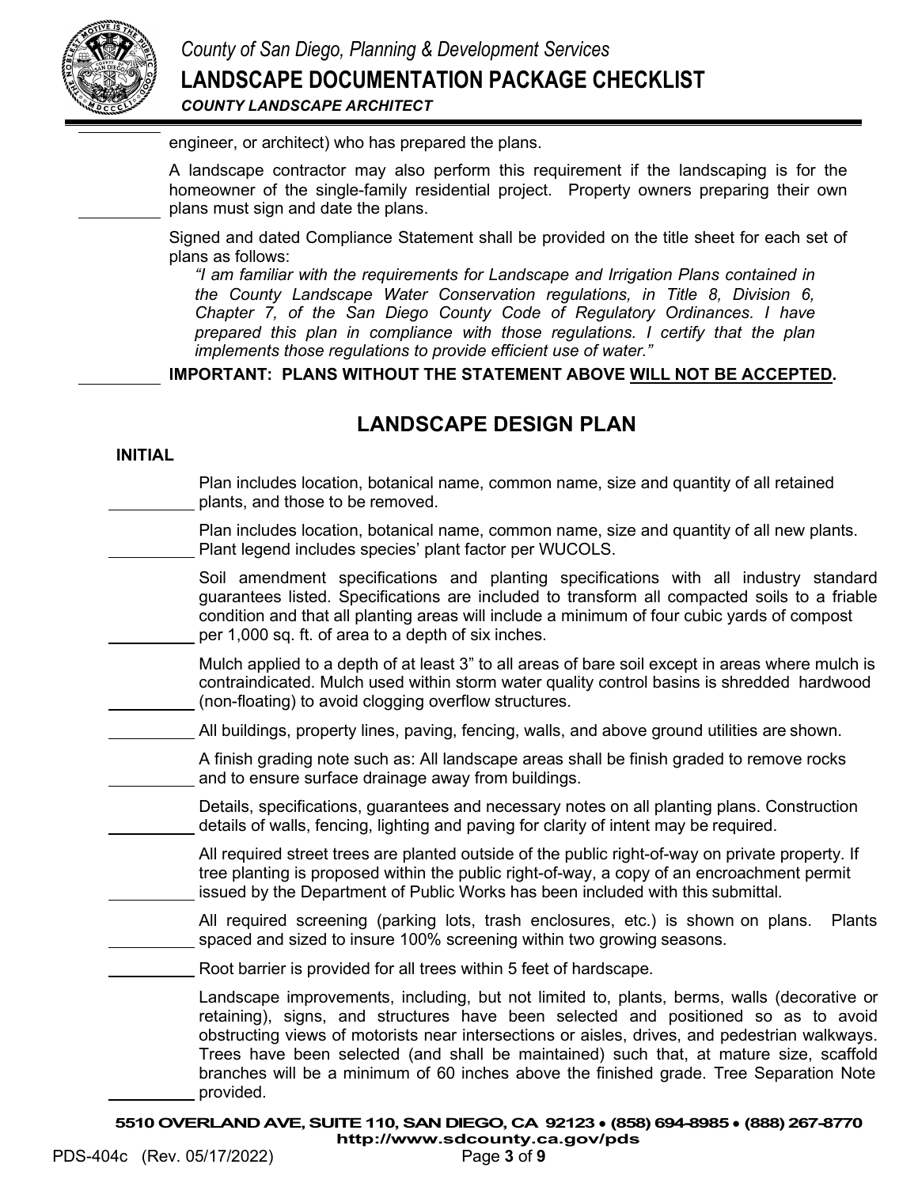engineer, or architect) who has prepared the plans.

A landscape contractor may also perform this requirement if the landscaping is for the homeowner of the single-family residential project. Property owners preparing their own plans must sign and date the plans.

Signed and dated Compliance Statement shall be provided on the title sheet for each set of plans as follows:

*"I am familiar with the requirements for Landscape and Irrigation Plans contained in the County Landscape Water Conservation regulations, in Title 8, Division 6, Chapter 7, of the San Diego County Code of Regulatory Ordinances. I have prepared this plan in compliance with those regulations. I certify that the plan implements those regulations to provide efficient use of water."*

**IMPORTANT: PLANS WITHOUT THE STATEMENT ABOVE WILL NOT BE ACCEPTED.**

## LANDSCAPE DESIGN PLAN

**INITIAL**

\_\_\_\_\_\_\_\_\_\_ Plan includes location, botanical name, common name, size and quantity of all retained plants, and those to be removed.

\_\_\_\_\_\_\_\_\_\_ Plan includes location, botanical name, common name, size and quantity of all new plants. Plant legend includes species' plant factor per WUCOLS.

\_\_\_\_\_\_\_\_\_\_ Soil amendment specifications and planting specifications with all industry standard guarantees listed. Specifications are included to transform all compacted soils to a friable condition and that all planting areas will include a minimum of four cubic yards of compost per 1,000 sq. ft. of area to a depth of six inches.

\_\_\_\_\_\_\_\_\_\_ Mulch applied to a depth of at least 3" to all areas of bare soil except in areas where mulch is contraindicated. Mulch used within storm water quality control basins is shredded hardwood (non-floating) to avoid clogging overflow structures.

\_\_\_\_\_\_\_\_\_\_ All buildings, property lines, paving, fencing, walls, and above ground utilities are shown.

\_\_\_\_\_\_\_\_\_\_ A finish grading note such as: All landscape areas shall be finish graded to remove rocks and to ensure surface drainage away from buildings.

\_\_\_\_\_\_\_\_\_\_ Details, specifications, guarantees and necessary notes on all planting plans. Construction details of walls, fencing, lighting and paving for clarity of intent may be required.

\_\_\_\_\_\_\_\_\_\_ All required street trees are planted outside of the public right-of-way on private property. If tree planting is proposed within the public right-of-way, a copy of an encroachment permit issued by the Department of Public Works has been included with this submittal.

\_\_\_\_\_\_\_\_\_\_ All required screening (parking lots, trash enclosures, etc.) is shown on plans. Plants spaced and sized to insure 100% screening within two growing seasons.

\_\_\_\_\_\_\_\_\_\_ Root barrier is provided for all trees within 5 feet of hardscape.

\_\_\_\_\_\_\_\_\_\_ Landscape improvements, including, but not limited to, plants, berms, walls (decorative or retaining), signs, and structures have been selected and positioned so as to avoid obstructing views of motorists near intersections or aisles, drives, and pedestrian walkways. Trees have been selected (and shall be maintained) such that, at mature size, scaffold branches will be a minimum of 60 inches above the finished grade. Tree Separation Note provided.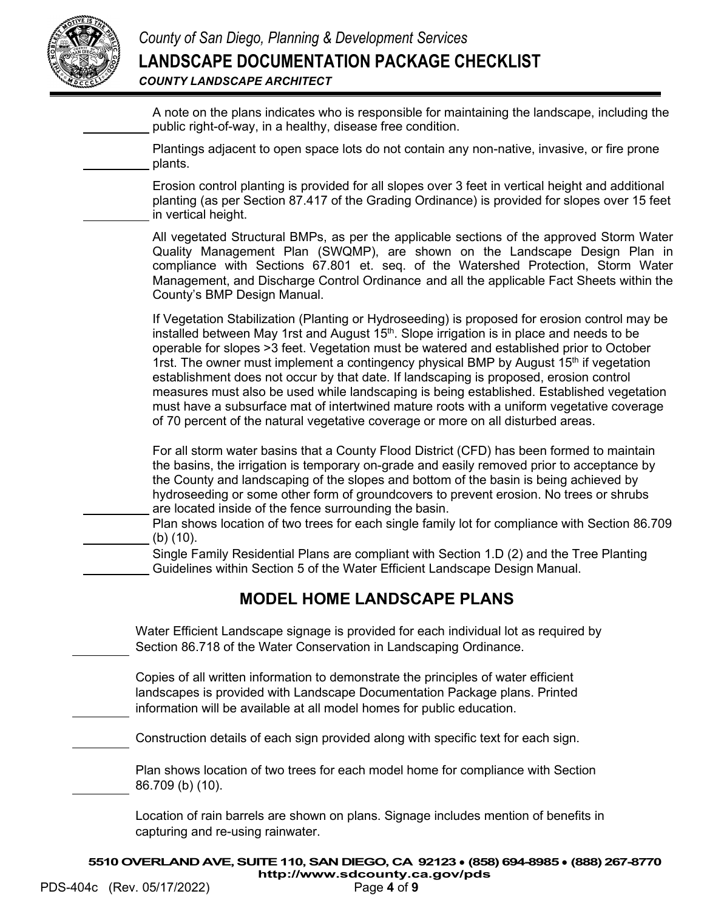_____ A note on the plans indicates who is responsible for maintaining the landscape, including the public right-of-way, in a healthy, disease free condition.

_____ Plantings adjacent to open space lots do not contain any non-native, invasive, or fire prone plants.

_____ Erosion control planting is provided for all slopes over 3 feet in vertical height and additional planting (as per Section 87.417 of the Grading Ordinance) is provided for slopes over 15 feet in vertical height.

All vegetated Structural BMPs, as per the applicable sections of the approved Storm Water Quality Management Plan (SWQMP), are shown on the Landscape Design Plan in compliance with Sections 67.801 et. seq. of the Watershed Protection, Storm Water Management, and Discharge Control Ordinance and all the applicable Fact Sheets within the County's BMP Design Manual.

If Vegetation Stabilization (Planting or Hydroseeding) is proposed for erosion control may be installed between May 1rst and August 15th. Slope irrigation is in place and needs to be operable for slopes >3 feet. Vegetation must be watered and established prior to October 1rst. The owner must implement a contingency physical BMP by August 15th if vegetation establishment does not occur by that date. If landscaping is proposed, erosion control measures must also be used while landscaping is being established. Established vegetation must have a subsurface mat of intertwined mature roots with a uniform vegetative coverage of 70 percent of the natural vegetative coverage or more on all disturbed areas.

_____ For all storm water basins that a County Flood District (CFD) has been formed to maintain the basins, the irrigation is temporary on-grade and easily removed prior to acceptance by the County and landscaping of the slopes and bottom of the basin is being achieved by hydroseeding or some other form of groundcovers to prevent erosion. No trees or shrubs are located inside of the fence surrounding the basin.

_____ Plan shows location of two trees for each single family lot for compliance with Section 86.709 (b) (10).

_____ Single Family Residential Plans are compliant with Section 1.D (2) and the Tree Planting Guidelines within Section 5 of the Water Efficient Landscape Design Manual.

## MODEL HOME LANDSCAPE PLANS

_____ Water Efficient Landscape signage is provided for each individual lot as required by Section 86.718 of the Water Conservation in Landscaping Ordinance.

_____ Copies of all written information to demonstrate the principles of water efficient landscapes is provided with Landscape Documentation Package plans. Printed information will be available at all model homes for public education.

_____ Construction details of each sign provided along with specific text for each sign.

_____ Plan shows location of two trees for each model home for compliance with Section 86.709 (b) (10).

Location of rain barrels are shown on plans. Signage includes mention of benefits in capturing and re-using rainwater.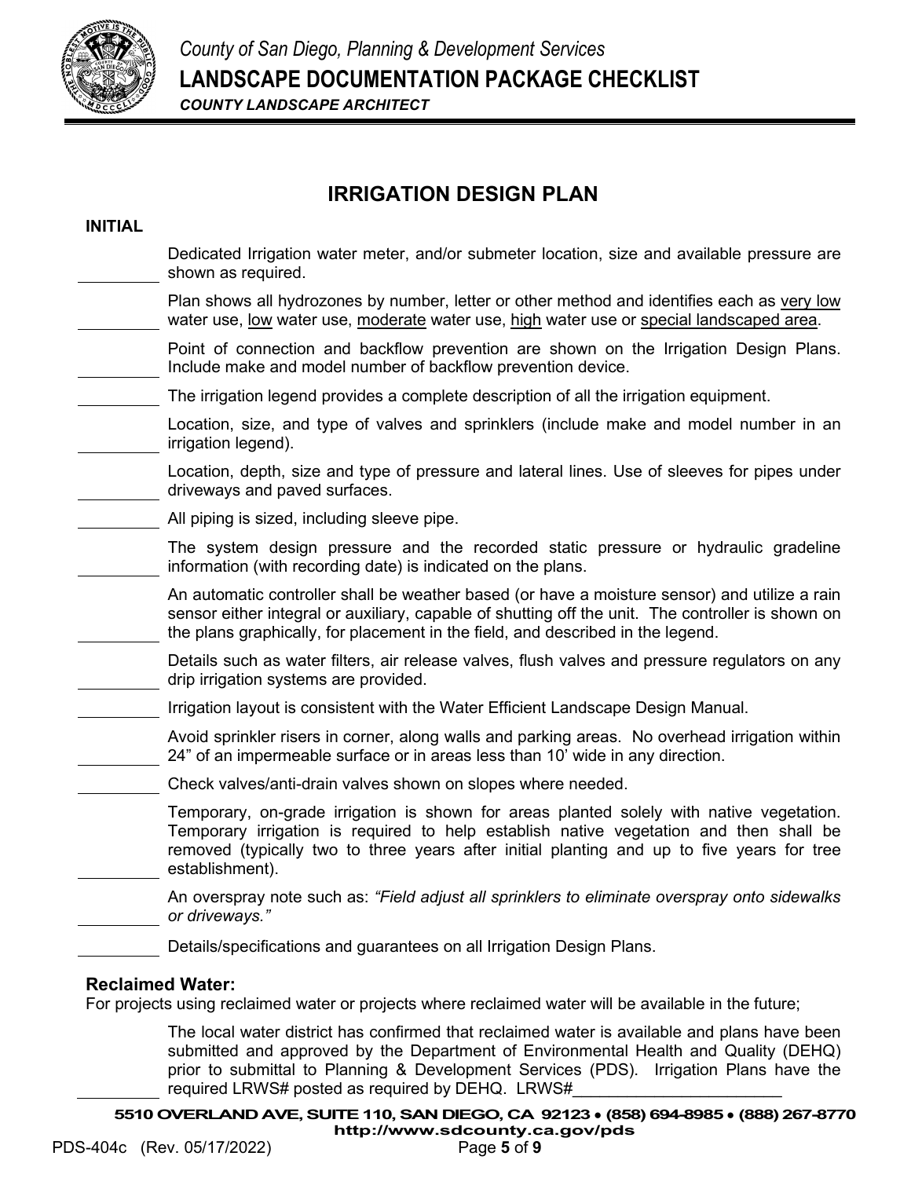# IRRIGATION DESIGN PLAN

**INITIAL**

- ________ Dedicated Irrigation water meter, and/or submeter location, size and available pressure are shown as required.
- ________ Plan shows all hydrozones by number, letter or other method and identifies each as <u>very low</u> water use, <u>low</u> water use, <u>moderate</u> water use, <u>high</u> water use or <u>special landscaped area</u>.
- ________ Point of connection and backflow prevention are shown on the Irrigation Design Plans. Include make and model number of backflow prevention device.
- ________ The irrigation legend provides a complete description of all the irrigation equipment.
- ________ Location, size, and type of valves and sprinklers (include make and model number in an irrigation legend).
- ________ Location, depth, size and type of pressure and lateral lines. Use of sleeves for pipes under driveways and paved surfaces.
- ________ All piping is sized, including sleeve pipe.
- ________ The system design pressure and the recorded static pressure or hydraulic gradeline information (with recording date) is indicated on the plans.
- ________ An automatic controller shall be weather based (or have a moisture sensor) and utilize a rain sensor either integral or auxiliary, capable of shutting off the unit. The controller is shown on the plans graphically, for placement in the field, and described in the legend.
- ________ Details such as water filters, air release valves, flush valves and pressure regulators on any drip irrigation systems are provided.
- ________ Irrigation layout is consistent with the Water Efficient Landscape Design Manual.
- ________ Avoid sprinkler risers in corner, along walls and parking areas. No overhead irrigation within 24" of an impermeable surface or in areas less than 10' wide in any direction.
- ________ Check valves/anti-drain valves shown on slopes where needed.
- ________ Temporary, on-grade irrigation is shown for areas planted solely with native vegetation. Temporary irrigation is required to help establish native vegetation and then shall be removed (typically two to three years after initial planting and up to five years for tree establishment).
- ________ An overspray note such as: *"Field adjust all sprinklers to eliminate overspray onto sidewalks or driveways."*
- ________ Details/specifications and guarantees on all Irrigation Design Plans.

**Reclaimed Water:**

For projects using reclaimed water or projects where reclaimed water will be available in the future;

- ________ The local water district has confirmed that reclaimed water is available and plans have been submitted and approved by the Department of Environmental Health and Quality (DEHQ) prior to submittal to Planning & Development Services (PDS). Irrigation Plans have the required LRWS# posted as required by DEHQ. LRWS#________________________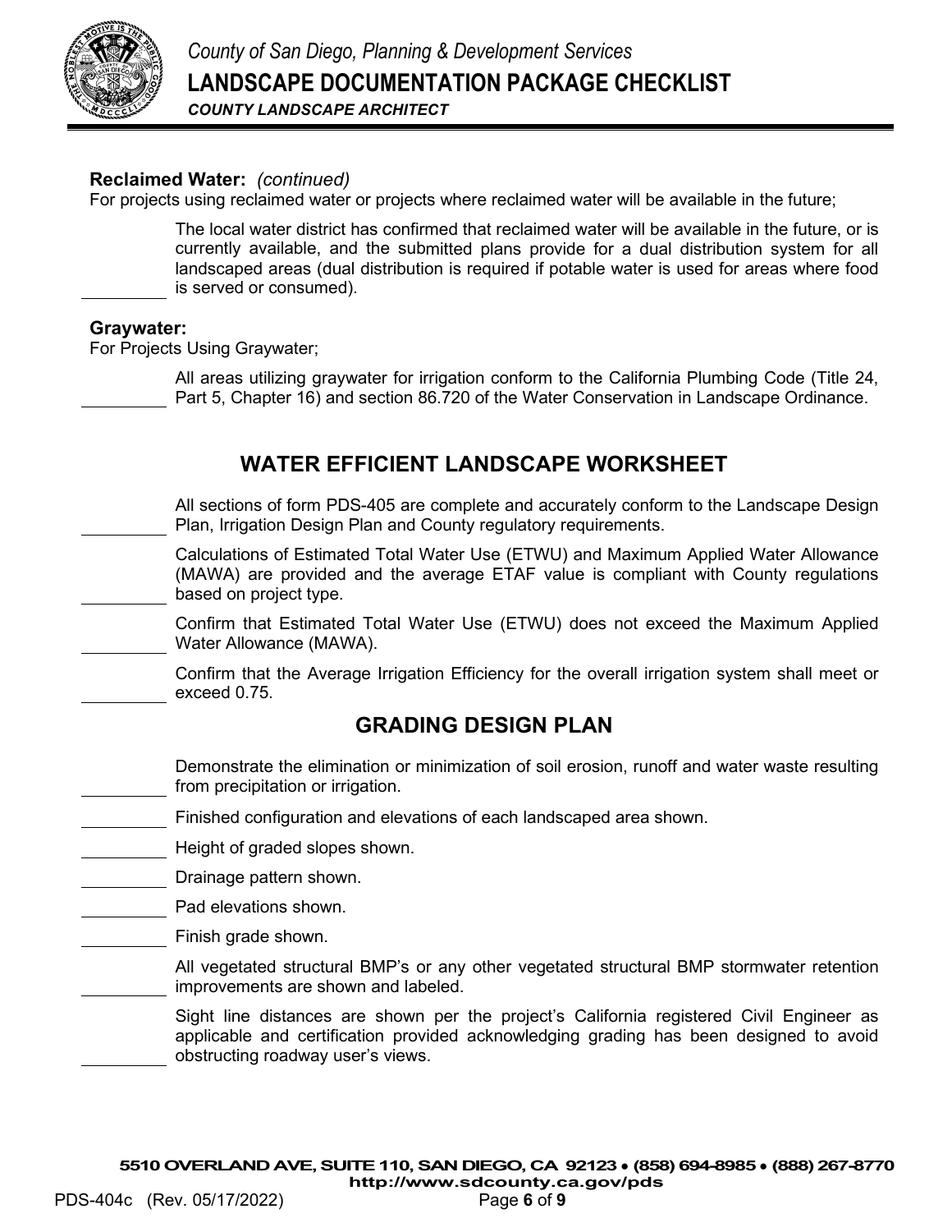**Reclaimed Water:** *(continued)*
For projects using reclaimed water or projects where reclaimed water will be available in the future;

\_\_\_\_\_\_\_\_ The local water district has confirmed that reclaimed water will be available in the future, or is currently available, and the submitted plans provide for a dual distribution system for all landscaped areas (dual distribution is required if potable water is used for areas where food is served or consumed).

**Graywater:**
For Projects Using Graywater;

\_\_\_\_\_\_\_\_ All areas utilizing graywater for irrigation conform to the California Plumbing Code (Title 24, Part 5, Chapter 16) and section 86.720 of the Water Conservation in Landscape Ordinance.

## WATER EFFICIENT LANDSCAPE WORKSHEET

\_\_\_\_\_\_\_\_ All sections of form PDS-405 are complete and accurately conform to the Landscape Design Plan, Irrigation Design Plan and County regulatory requirements.

\_\_\_\_\_\_\_\_ Calculations of Estimated Total Water Use (ETWU) and Maximum Applied Water Allowance (MAWA) are provided and the average ETAF value is compliant with County regulations based on project type.

\_\_\_\_\_\_\_\_ Confirm that Estimated Total Water Use (ETWU) does not exceed the Maximum Applied Water Allowance (MAWA).

\_\_\_\_\_\_\_\_ Confirm that the Average Irrigation Efficiency for the overall irrigation system shall meet or exceed 0.75.

## GRADING DESIGN PLAN

\_\_\_\_\_\_\_\_ Demonstrate the elimination or minimization of soil erosion, runoff and water waste resulting from precipitation or irrigation.

\_\_\_\_\_\_\_\_ Finished configuration and elevations of each landscaped area shown.

\_\_\_\_\_\_\_\_ Height of graded slopes shown.

\_\_\_\_\_\_\_\_ Drainage pattern shown.

\_\_\_\_\_\_\_\_ Pad elevations shown.

\_\_\_\_\_\_\_\_ Finish grade shown.

\_\_\_\_\_\_\_\_ All vegetated structural BMP's or any other vegetated structural BMP stormwater retention improvements are shown and labeled.

\_\_\_\_\_\_\_\_ Sight line distances are shown per the project's California registered Civil Engineer as applicable and certification provided acknowledging grading has been designed to avoid obstructing roadway user's views.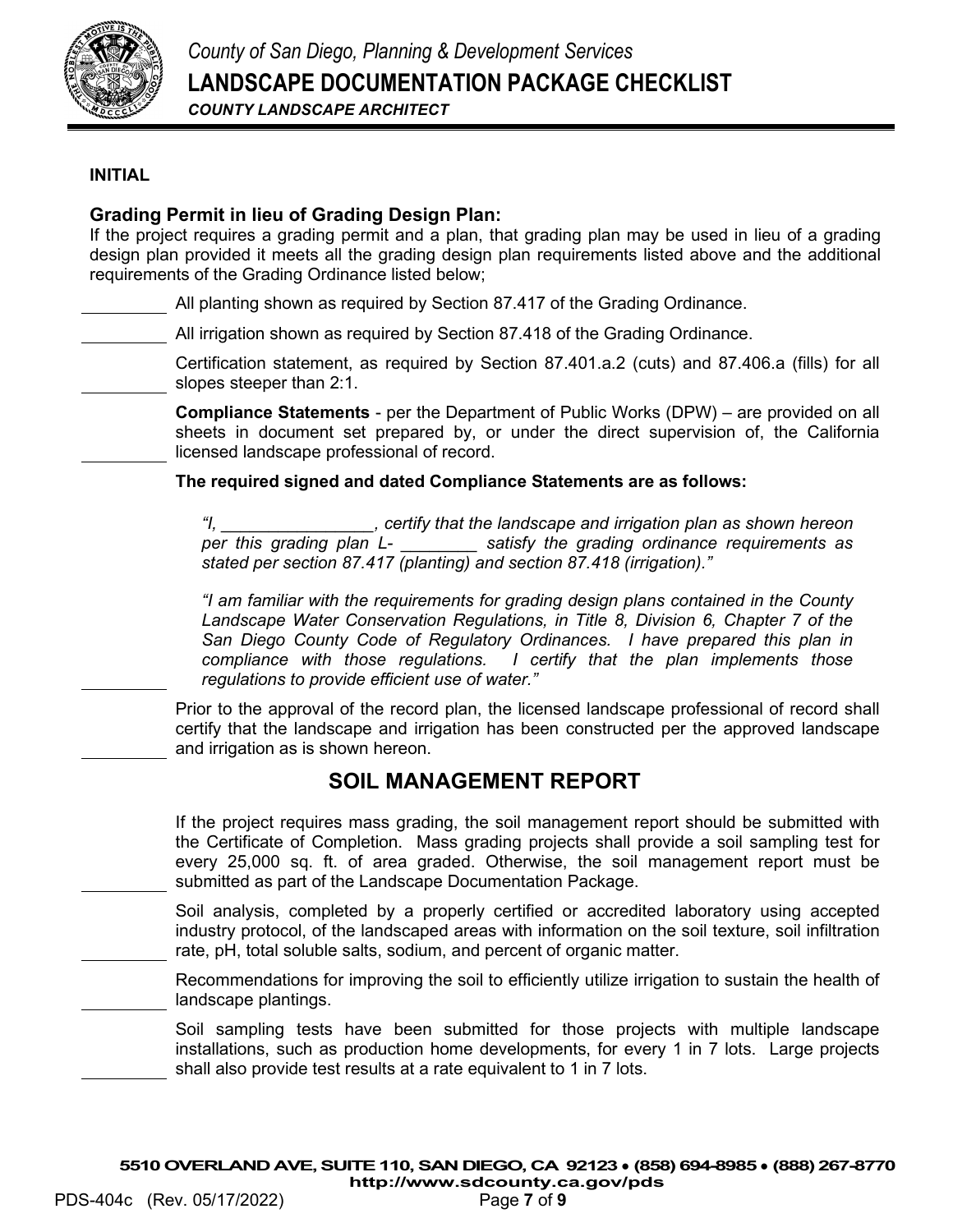**INITIAL**

**Grading Permit in lieu of Grading Design Plan:**
If the project requires a grading permit and a plan, that grading plan may be used in lieu of a grading design plan provided it meets all the grading design plan requirements listed above and the additional requirements of the Grading Ordinance listed below;

_________ All planting shown as required by Section 87.417 of the Grading Ordinance.

_________ All irrigation shown as required by Section 87.418 of the Grading Ordinance.

_________ Certification statement, as required by Section 87.401.a.2 (cuts) and 87.406.a (fills) for all slopes steeper than 2:1.

_________ **Compliance Statements** - per the Department of Public Works (DPW) – are provided on all sheets in document set prepared by, or under the direct supervision of, the California licensed landscape professional of record.

**The required signed and dated Compliance Statements are as follows:**

> *"I, ________________, certify that the landscape and irrigation plan as shown hereon per this grading plan L- ________ satisfy the grading ordinance requirements as stated per section 87.417 (planting) and section 87.418 (irrigation)."*
>
> *"I am familiar with the requirements for grading design plans contained in the County Landscape Water Conservation Regulations, in Title 8, Division 6, Chapter 7 of the San Diego County Code of Regulatory Ordinances. I have prepared this plan in compliance with those regulations. I certify that the plan implements those regulations to provide efficient use of water."*

_________

_________ Prior to the approval of the record plan, the licensed landscape professional of record shall certify that the landscape and irrigation has been constructed per the approved landscape and irrigation as is shown hereon.

## SOIL MANAGEMENT REPORT

_________ If the project requires mass grading, the soil management report should be submitted with the Certificate of Completion. Mass grading projects shall provide a soil sampling test for every 25,000 sq. ft. of area graded. Otherwise, the soil management report must be submitted as part of the Landscape Documentation Package.

_________ Soil analysis, completed by a properly certified or accredited laboratory using accepted industry protocol, of the landscaped areas with information on the soil texture, soil infiltration rate, pH, total soluble salts, sodium, and percent of organic matter.

_________ Recommendations for improving the soil to efficiently utilize irrigation to sustain the health of landscape plantings.

_________ Soil sampling tests have been submitted for those projects with multiple landscape installations, such as production home developments, for every 1 in 7 lots. Large projects shall also provide test results at a rate equivalent to 1 in 7 lots.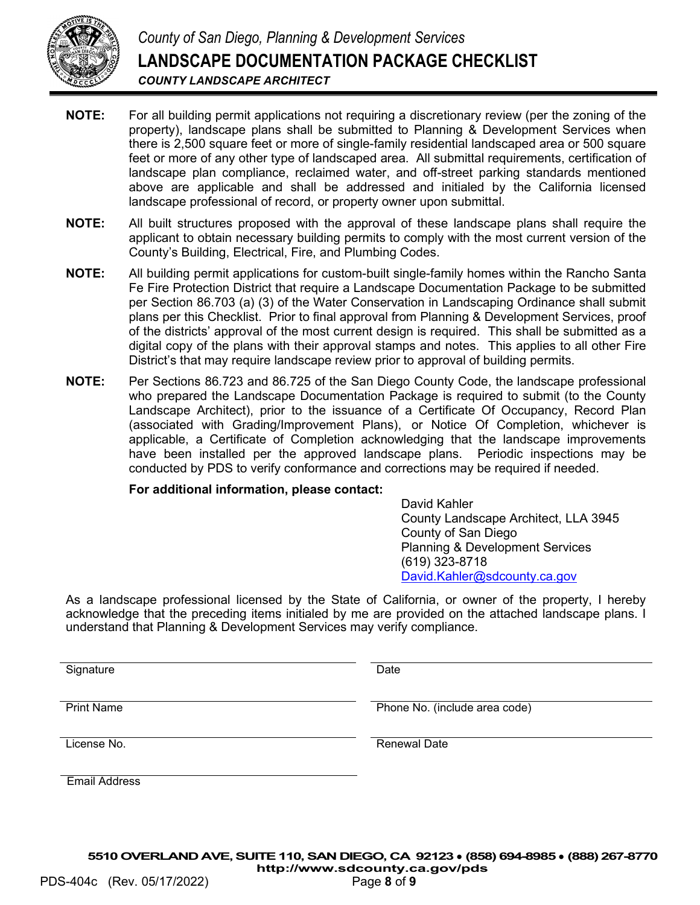*County of San Diego, Planning & Development Services*

# LANDSCAPE DOCUMENTATION PACKAGE CHECKLIST

***COUNTY LANDSCAPE ARCHITECT***

**NOTE:** For all building permit applications not requiring a discretionary review (per the zoning of the property), landscape plans shall be submitted to Planning & Development Services when there is 2,500 square feet or more of single-family residential landscaped area or 500 square feet or more of any other type of landscaped area. All submittal requirements, certification of landscape plan compliance, reclaimed water, and off-street parking standards mentioned above are applicable and shall be addressed and initialed by the California licensed landscape professional of record, or property owner upon submittal.

**NOTE:** All built structures proposed with the approval of these landscape plans shall require the applicant to obtain necessary building permits to comply with the most current version of the County's Building, Electrical, Fire, and Plumbing Codes.

**NOTE:** All building permit applications for custom-built single-family homes within the Rancho Santa Fe Fire Protection District that require a Landscape Documentation Package to be submitted per Section 86.703 (a) (3) of the Water Conservation in Landscaping Ordinance shall submit plans per this Checklist. Prior to final approval from Planning & Development Services, proof of the districts' approval of the most current design is required. This shall be submitted as a digital copy of the plans with their approval stamps and notes. This applies to all other Fire District's that may require landscape review prior to approval of building permits.

**NOTE:** Per Sections 86.723 and 86.725 of the San Diego County Code, the landscape professional who prepared the Landscape Documentation Package is required to submit (to the County Landscape Architect), prior to the issuance of a Certificate Of Occupancy, Record Plan (associated with Grading/Improvement Plans), or Notice Of Completion, whichever is applicable, a Certificate of Completion acknowledging that the landscape improvements have been installed per the approved landscape plans. Periodic inspections may be conducted by PDS to verify conformance and corrections may be required if needed.

**For additional information, please contact:**

David Kahler
County Landscape Architect, LLA 3945
County of San Diego
Planning & Development Services
(619) 323-8718
David.Kahler@sdcounty.ca.gov

As a landscape professional licensed by the State of California, or owner of the property, I hereby acknowledge that the preceding items initialed by me are provided on the attached landscape plans. I understand that Planning & Development Services may verify compliance.

| | |
|---|---|
| Signature | Date |
| Print Name | Phone No. (include area code) |
| License No. | Renewal Date |
| Email Address | |

**5510 OVERLAND AVE, SUITE 110, SAN DIEGO, CA 92123 • (858) 694-8985 • (888) 267-8770**
**http://www.sdcounty.ca.gov/pds**

PDS-404c (Rev. 05/17/2022)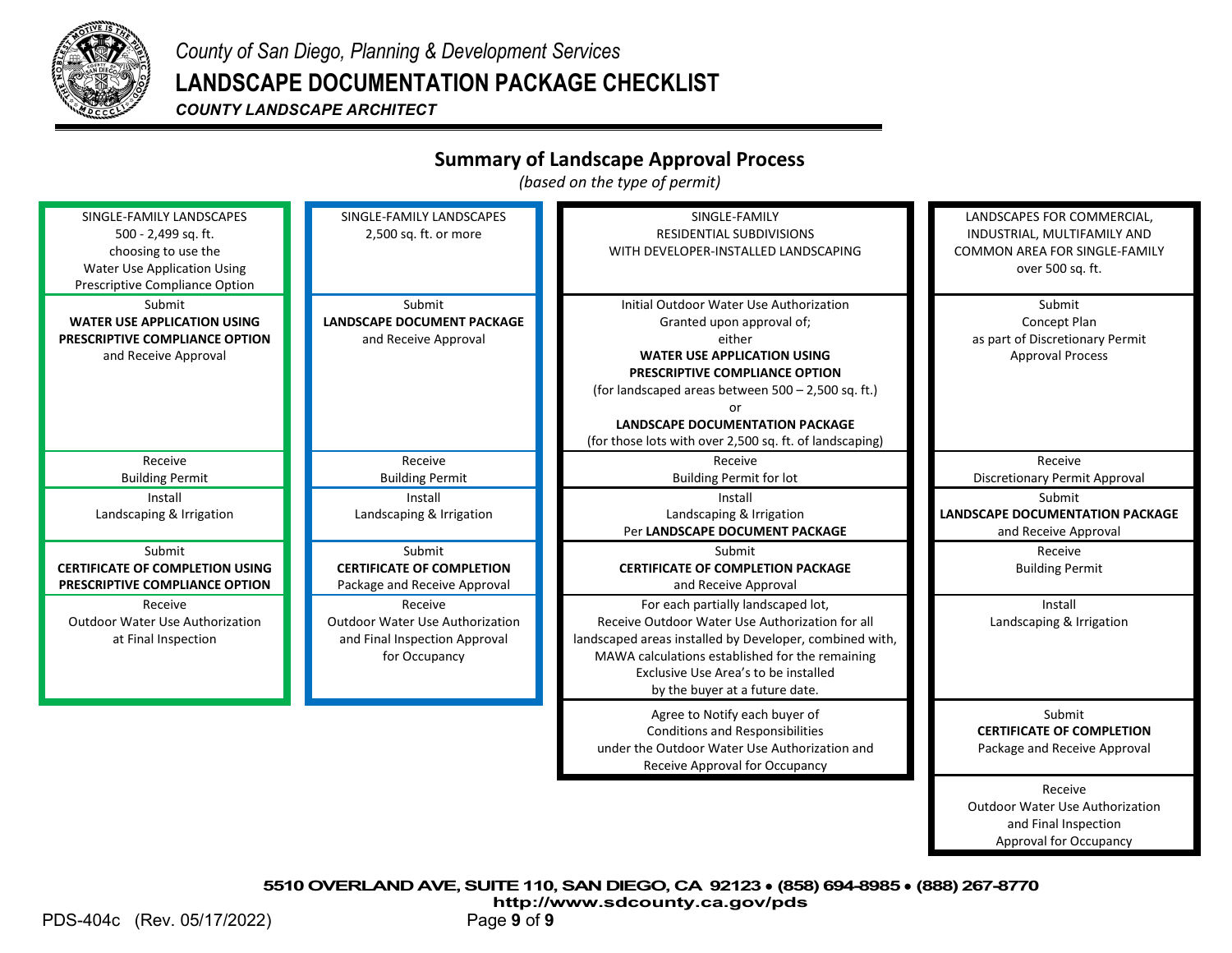County of San Diego, Planning & Development Services

# LANDSCAPE DOCUMENTATION PACKAGE CHECKLIST

*COUNTY LANDSCAPE ARCHITECT*

## Summary of Landscape Approval Process

*(based on the type of permit)*

| SINGLE-FAMILY LANDSCAPES 500 - 2,499 sq. ft. choosing to use the Water Use Application Using Prescriptive Compliance Option | SINGLE-FAMILY LANDSCAPES 2,500 sq. ft. or more | SINGLE-FAMILY RESIDENTIAL SUBDIVISIONS WITH DEVELOPER-INSTALLED LANDSCAPING | LANDSCAPES FOR COMMERCIAL, INDUSTRIAL, MULTIFAMILY AND COMMON AREA FOR SINGLE-FAMILY over 500 sq. ft. |
|---|---|---|---|
| Submit **WATER USE APPLICATION USING PRESCRIPTIVE COMPLIANCE OPTION** and Receive Approval | Submit **LANDSCAPE DOCUMENT PACKAGE** and Receive Approval | Initial Outdoor Water Use Authorization Granted upon approval of; either **WATER USE APPLICATION USING PRESCRIPTIVE COMPLIANCE OPTION** (for landscaped areas between 500 – 2,500 sq. ft.) or **LANDSCAPE DOCUMENTATION PACKAGE** (for those lots with over 2,500 sq. ft. of landscaping) | Submit Concept Plan as part of Discretionary Permit Approval Process |
| Receive Building Permit | Receive Building Permit | Receive Building Permit for lot | Receive Discretionary Permit Approval |
| Install Landscaping & Irrigation | Install Landscaping & Irrigation | Install Landscaping & Irrigation Per **LANDSCAPE DOCUMENT PACKAGE** | Submit **LANDSCAPE DOCUMENTATION PACKAGE** and Receive Approval |
| Submit **CERTIFICATE OF COMPLETION USING PRESCRIPTIVE COMPLIANCE OPTION** | Submit **CERTIFICATE OF COMPLETION** Package and Receive Approval | Submit **CERTIFICATE OF COMPLETION PACKAGE** and Receive Approval | Receive Building Permit |
| Receive Outdoor Water Use Authorization at Final Inspection | Receive Outdoor Water Use Authorization and Final Inspection Approval for Occupancy | For each partially landscaped lot, Receive Outdoor Water Use Authorization for all landscaped areas installed by Developer, combined with, MAWA calculations established for the remaining Exclusive Use Area's to be installed by the buyer at a future date. | Install Landscaping & Irrigation |
| | | Agree to Notify each buyer of Conditions and Responsibilities under the Outdoor Water Use Authorization and Receive Approval for Occupancy | Submit **CERTIFICATE OF COMPLETION** Package and Receive Approval |
| | | | Receive Outdoor Water Use Authorization and Final Inspection Approval for Occupancy |

**5510 OVERLAND AVE, SUITE 110, SAN DIEGO, CA 92123 • (858) 694-8985 • (888) 267-8770**
**http://www.sdcounty.ca.gov/pds**

PDS-404c (Rev. 05/17/2022)